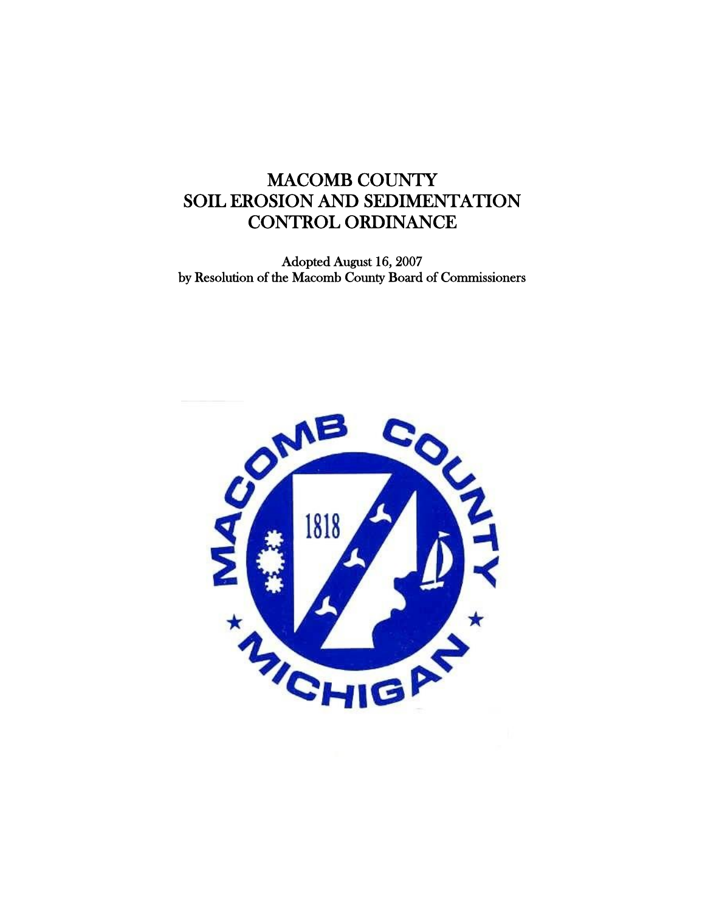# MACOMB COUNTY SOIL EROSION AND SEDIMENTATION CONTROL ORDINANCE

Adopted August 16, 2007
by Resolution of the Macomb County Board of Commissioners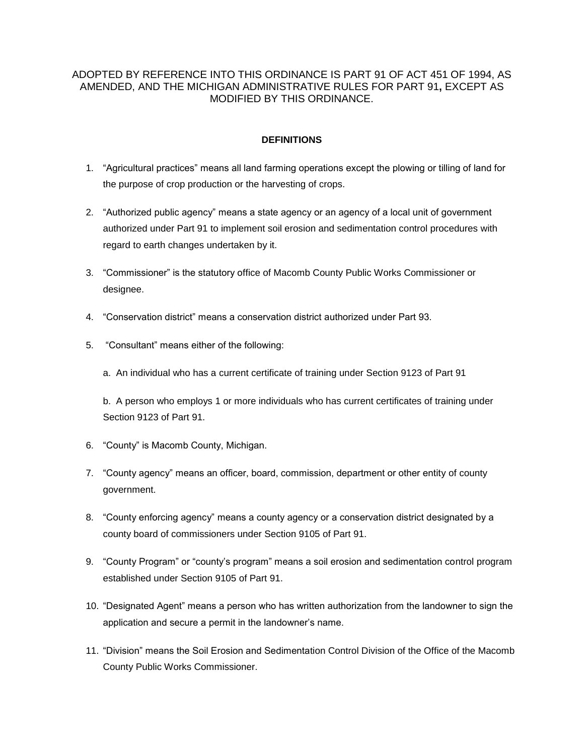ADOPTED BY REFERENCE INTO THIS ORDINANCE IS PART 91 OF ACT 451 OF 1994, AS AMENDED, AND THE MICHIGAN ADMINISTRATIVE RULES FOR PART 91**,** EXCEPT AS MODIFIED BY THIS ORDINANCE.

## DEFINITIONS

1. "Agricultural practices" means all land farming operations except the plowing or tilling of land for the purpose of crop production or the harvesting of crops.

2. "Authorized public agency" means a state agency or an agency of a local unit of government authorized under Part 91 to implement soil erosion and sedimentation control procedures with regard to earth changes undertaken by it.

3. "Commissioner" is the statutory office of Macomb County Public Works Commissioner or designee.

4. "Conservation district" means a conservation district authorized under Part 93.

5. "Consultant" means either of the following:

   a. An individual who has a current certificate of training under Section 9123 of Part 91

   b. A person who employs 1 or more individuals who has current certificates of training under Section 9123 of Part 91.

6. "County" is Macomb County, Michigan.

7. "County agency" means an officer, board, commission, department or other entity of county government.

8. "County enforcing agency" means a county agency or a conservation district designated by a county board of commissioners under Section 9105 of Part 91.

9. "County Program" or "county's program" means a soil erosion and sedimentation control program established under Section 9105 of Part 91.

10. "Designated Agent" means a person who has written authorization from the landowner to sign the application and secure a permit in the landowner's name.

11. "Division" means the Soil Erosion and Sedimentation Control Division of the Office of the Macomb County Public Works Commissioner.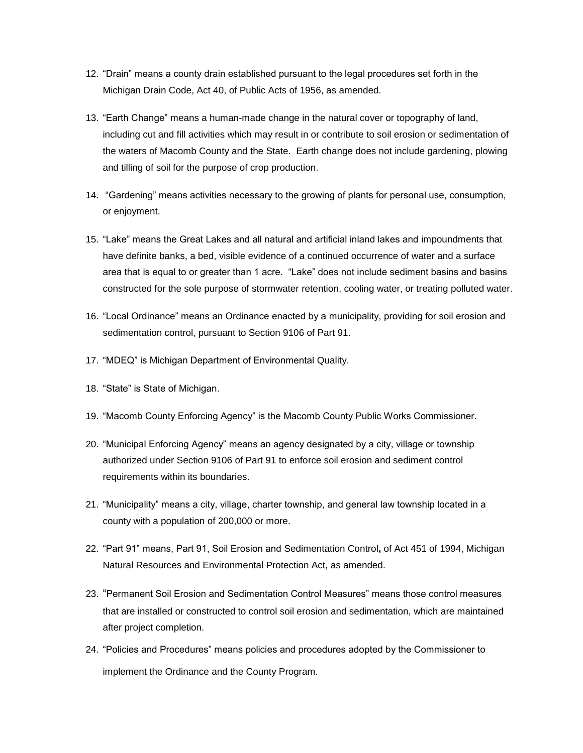12. "Drain" means a county drain established pursuant to the legal procedures set forth in the Michigan Drain Code, Act 40, of Public Acts of 1956, as amended.

13. "Earth Change" means a human-made change in the natural cover or topography of land, including cut and fill activities which may result in or contribute to soil erosion or sedimentation of the waters of Macomb County and the State. Earth change does not include gardening, plowing and tilling of soil for the purpose of crop production.

14. "Gardening" means activities necessary to the growing of plants for personal use, consumption, or enjoyment.

15. "Lake" means the Great Lakes and all natural and artificial inland lakes and impoundments that have definite banks, a bed, visible evidence of a continued occurrence of water and a surface area that is equal to or greater than 1 acre. "Lake" does not include sediment basins and basins constructed for the sole purpose of stormwater retention, cooling water, or treating polluted water.

16. "Local Ordinance" means an Ordinance enacted by a municipality, providing for soil erosion and sedimentation control, pursuant to Section 9106 of Part 91.

17. "MDEQ" is Michigan Department of Environmental Quality.

18. "State" is State of Michigan.

19. "Macomb County Enforcing Agency" is the Macomb County Public Works Commissioner.

20. "Municipal Enforcing Agency" means an agency designated by a city, village or township authorized under Section 9106 of Part 91 to enforce soil erosion and sediment control requirements within its boundaries.

21. "Municipality" means a city, village, charter township, and general law township located in a county with a population of 200,000 or more.

22. "Part 91" means, Part 91, Soil Erosion and Sedimentation Control, of Act 451 of 1994, Michigan Natural Resources and Environmental Protection Act, as amended.

23. "Permanent Soil Erosion and Sedimentation Control Measures" means those control measures that are installed or constructed to control soil erosion and sedimentation, which are maintained after project completion.

24. "Policies and Procedures" means policies and procedures adopted by the Commissioner to implement the Ordinance and the County Program.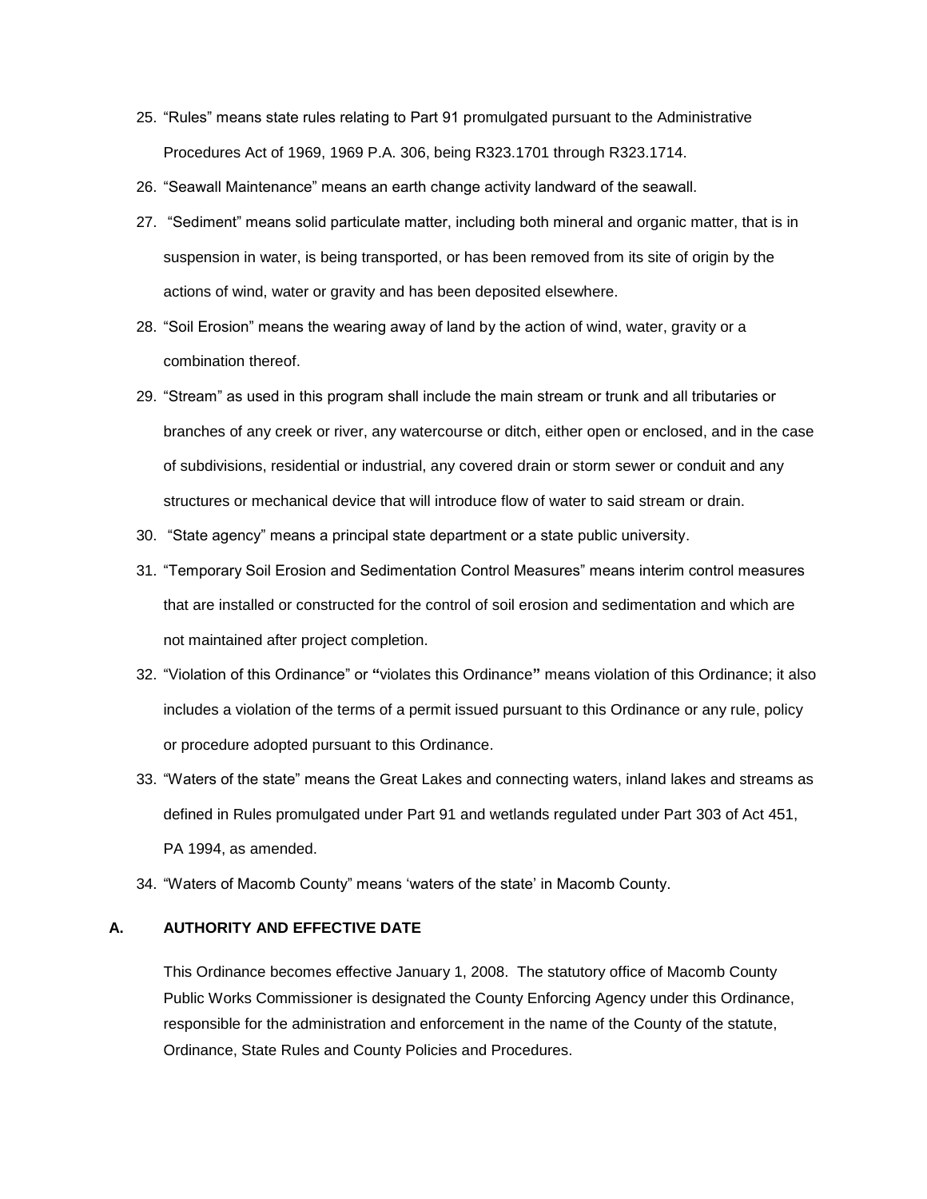25. "Rules" means state rules relating to Part 91 promulgated pursuant to the Administrative Procedures Act of 1969, 1969 P.A. 306, being R323.1701 through R323.1714.
26. "Seawall Maintenance" means an earth change activity landward of the seawall.
27. "Sediment" means solid particulate matter, including both mineral and organic matter, that is in suspension in water, is being transported, or has been removed from its site of origin by the actions of wind, water or gravity and has been deposited elsewhere.
28. "Soil Erosion" means the wearing away of land by the action of wind, water, gravity or a combination thereof.
29. "Stream" as used in this program shall include the main stream or trunk and all tributaries or branches of any creek or river, any watercourse or ditch, either open or enclosed, and in the case of subdivisions, residential or industrial, any covered drain or storm sewer or conduit and any structures or mechanical device that will introduce flow of water to said stream or drain.
30. "State agency" means a principal state department or a state public university.
31. "Temporary Soil Erosion and Sedimentation Control Measures" means interim control measures that are installed or constructed for the control of soil erosion and sedimentation and which are not maintained after project completion.
32. "Violation of this Ordinance" or **"**violates this Ordinance**"** means violation of this Ordinance; it also includes a violation of the terms of a permit issued pursuant to this Ordinance or any rule, policy or procedure adopted pursuant to this Ordinance.
33. "Waters of the state" means the Great Lakes and connecting waters, inland lakes and streams as defined in Rules promulgated under Part 91 and wetlands regulated under Part 303 of Act 451, PA 1994, as amended.
34. "Waters of Macomb County" means 'waters of the state' in Macomb County.

## A. AUTHORITY AND EFFECTIVE DATE

This Ordinance becomes effective January 1, 2008. The statutory office of Macomb County Public Works Commissioner is designated the County Enforcing Agency under this Ordinance, responsible for the administration and enforcement in the name of the County of the statute, Ordinance, State Rules and County Policies and Procedures.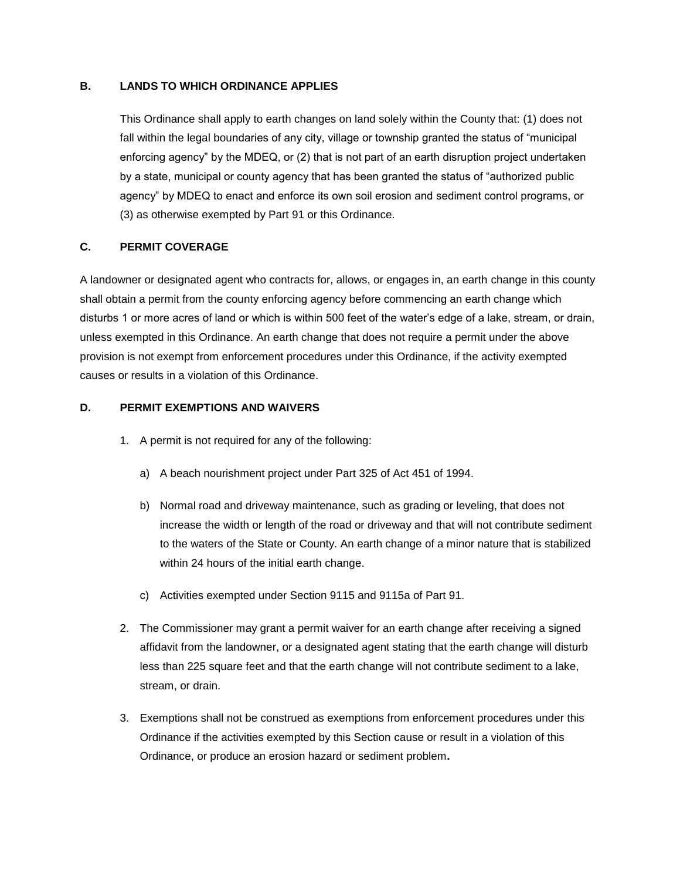### B. LANDS TO WHICH ORDINANCE APPLIES

This Ordinance shall apply to earth changes on land solely within the County that: (1) does not fall within the legal boundaries of any city, village or township granted the status of "municipal enforcing agency" by the MDEQ, or (2) that is not part of an earth disruption project undertaken by a state, municipal or county agency that has been granted the status of "authorized public agency" by MDEQ to enact and enforce its own soil erosion and sediment control programs, or (3) as otherwise exempted by Part 91 or this Ordinance.

### C. PERMIT COVERAGE

A landowner or designated agent who contracts for, allows, or engages in, an earth change in this county shall obtain a permit from the county enforcing agency before commencing an earth change which disturbs 1 or more acres of land or which is within 500 feet of the water's edge of a lake, stream, or drain, unless exempted in this Ordinance. An earth change that does not require a permit under the above provision is not exempt from enforcement procedures under this Ordinance, if the activity exempted causes or results in a violation of this Ordinance.

### D. PERMIT EXEMPTIONS AND WAIVERS

1. A permit is not required for any of the following:

   a) A beach nourishment project under Part 325 of Act 451 of 1994.

   b) Normal road and driveway maintenance, such as grading or leveling, that does not increase the width or length of the road or driveway and that will not contribute sediment to the waters of the State or County. An earth change of a minor nature that is stabilized within 24 hours of the initial earth change.

   c) Activities exempted under Section 9115 and 9115a of Part 91.

2. The Commissioner may grant a permit waiver for an earth change after receiving a signed affidavit from the landowner, or a designated agent stating that the earth change will disturb less than 225 square feet and that the earth change will not contribute sediment to a lake, stream, or drain.

3. Exemptions shall not be construed as exemptions from enforcement procedures under this Ordinance if the activities exempted by this Section cause or result in a violation of this Ordinance, or produce an erosion hazard or sediment problem.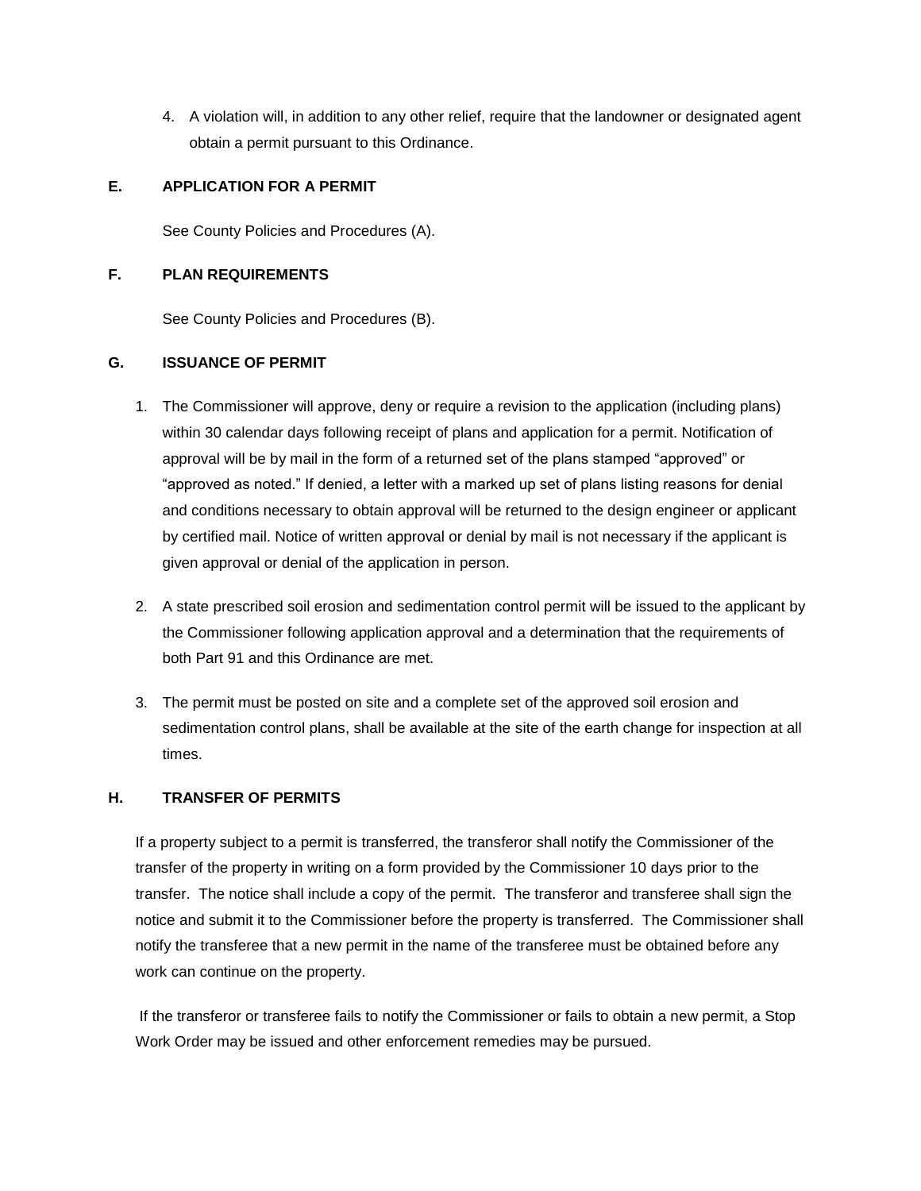4. A violation will, in addition to any other relief, require that the landowner or designated agent obtain a permit pursuant to this Ordinance.

## E. APPLICATION FOR A PERMIT

See County Policies and Procedures (A).

## F. PLAN REQUIREMENTS

See County Policies and Procedures (B).

## G. ISSUANCE OF PERMIT

1. The Commissioner will approve, deny or require a revision to the application (including plans) within 30 calendar days following receipt of plans and application for a permit. Notification of approval will be by mail in the form of a returned set of the plans stamped "approved" or "approved as noted." If denied, a letter with a marked up set of plans listing reasons for denial and conditions necessary to obtain approval will be returned to the design engineer or applicant by certified mail. Notice of written approval or denial by mail is not necessary if the applicant is given approval or denial of the application in person.

2. A state prescribed soil erosion and sedimentation control permit will be issued to the applicant by the Commissioner following application approval and a determination that the requirements of both Part 91 and this Ordinance are met.

3. The permit must be posted on site and a complete set of the approved soil erosion and sedimentation control plans, shall be available at the site of the earth change for inspection at all times.

## H. TRANSFER OF PERMITS

If a property subject to a permit is transferred, the transferor shall notify the Commissioner of the transfer of the property in writing on a form provided by the Commissioner 10 days prior to the transfer. The notice shall include a copy of the permit. The transferor and transferee shall sign the notice and submit it to the Commissioner before the property is transferred. The Commissioner shall notify the transferee that a new permit in the name of the transferee must be obtained before any work can continue on the property.

If the transferor or transferee fails to notify the Commissioner or fails to obtain a new permit, a Stop Work Order may be issued and other enforcement remedies may be pursued.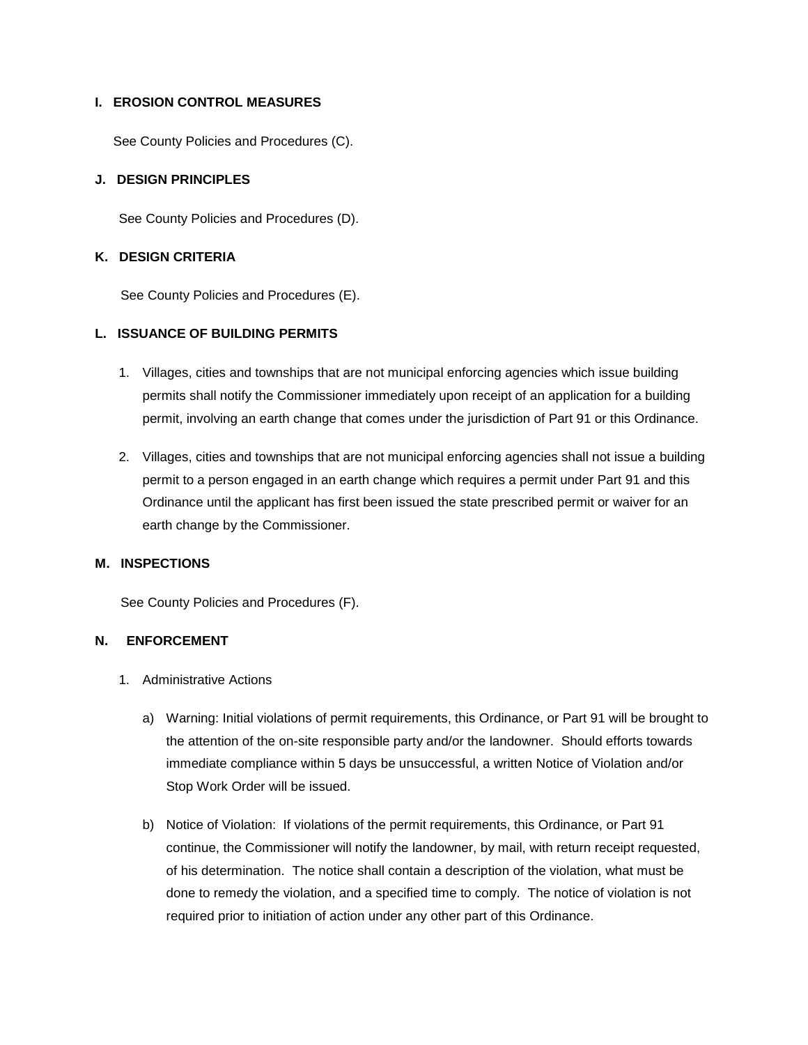## I. EROSION CONTROL MEASURES

See County Policies and Procedures (C).

## J. DESIGN PRINCIPLES

See County Policies and Procedures (D).

## K. DESIGN CRITERIA

See County Policies and Procedures (E).

## L. ISSUANCE OF BUILDING PERMITS

1. Villages, cities and townships that are not municipal enforcing agencies which issue building permits shall notify the Commissioner immediately upon receipt of an application for a building permit, involving an earth change that comes under the jurisdiction of Part 91 or this Ordinance.

2. Villages, cities and townships that are not municipal enforcing agencies shall not issue a building permit to a person engaged in an earth change which requires a permit under Part 91 and this Ordinance until the applicant has first been issued the state prescribed permit or waiver for an earth change by the Commissioner.

## M. INSPECTIONS

See County Policies and Procedures (F).

## N. ENFORCEMENT

1. Administrative Actions

   a) Warning: Initial violations of permit requirements, this Ordinance, or Part 91 will be brought to the attention of the on-site responsible party and/or the landowner. Should efforts towards immediate compliance within 5 days be unsuccessful, a written Notice of Violation and/or Stop Work Order will be issued.

   b) Notice of Violation: If violations of the permit requirements, this Ordinance, or Part 91 continue, the Commissioner will notify the landowner, by mail, with return receipt requested, of his determination. The notice shall contain a description of the violation, what must be done to remedy the violation, and a specified time to comply. The notice of violation is not required prior to initiation of action under any other part of this Ordinance.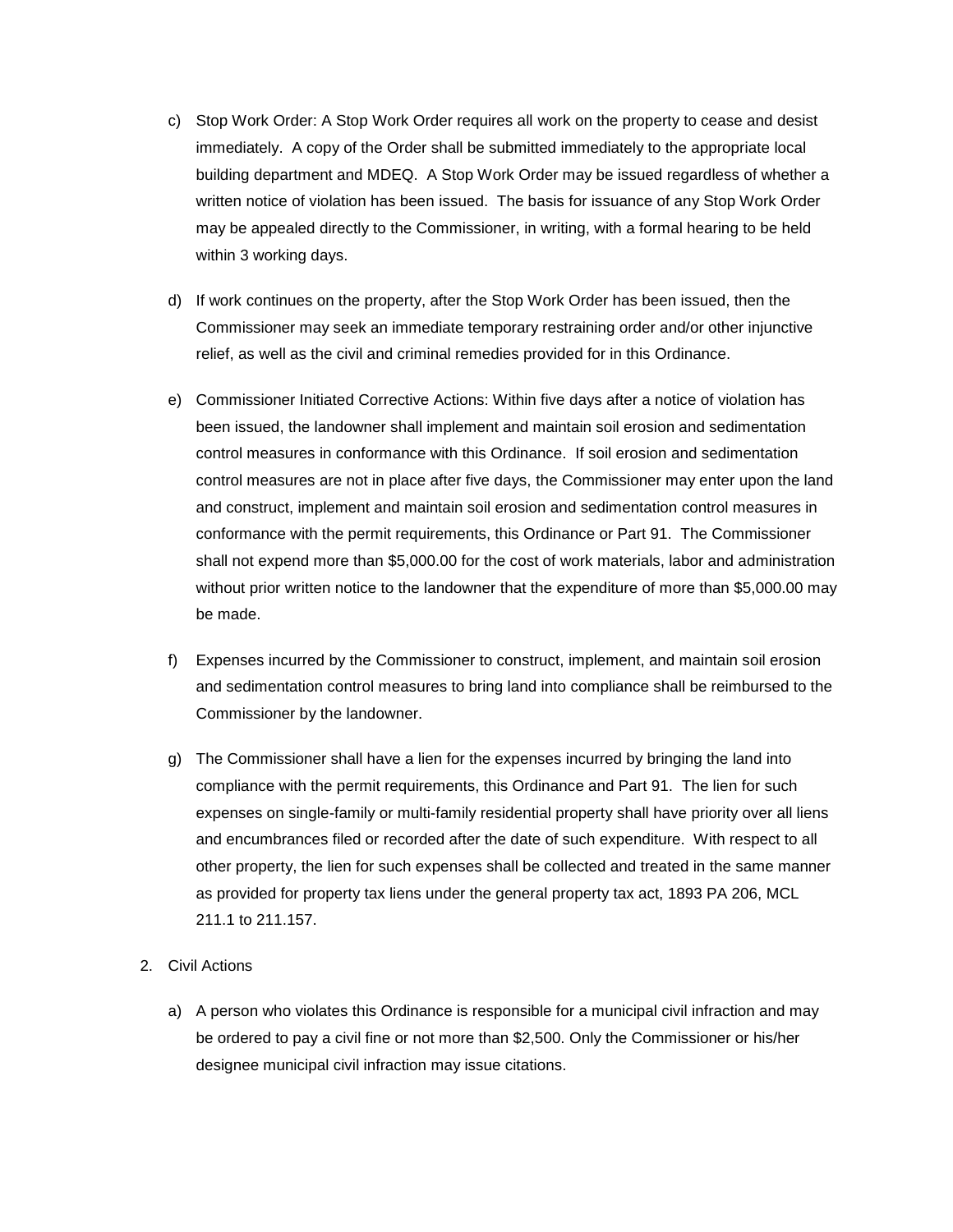c) Stop Work Order: A Stop Work Order requires all work on the property to cease and desist immediately. A copy of the Order shall be submitted immediately to the appropriate local building department and MDEQ. A Stop Work Order may be issued regardless of whether a written notice of violation has been issued. The basis for issuance of any Stop Work Order may be appealed directly to the Commissioner, in writing, with a formal hearing to be held within 3 working days.

d) If work continues on the property, after the Stop Work Order has been issued, then the Commissioner may seek an immediate temporary restraining order and/or other injunctive relief, as well as the civil and criminal remedies provided for in this Ordinance.

e) Commissioner Initiated Corrective Actions: Within five days after a notice of violation has been issued, the landowner shall implement and maintain soil erosion and sedimentation control measures in conformance with this Ordinance. If soil erosion and sedimentation control measures are not in place after five days, the Commissioner may enter upon the land and construct, implement and maintain soil erosion and sedimentation control measures in conformance with the permit requirements, this Ordinance or Part 91. The Commissioner shall not expend more than $5,000.00 for the cost of work materials, labor and administration without prior written notice to the landowner that the expenditure of more than $5,000.00 may be made.

f) Expenses incurred by the Commissioner to construct, implement, and maintain soil erosion and sedimentation control measures to bring land into compliance shall be reimbursed to the Commissioner by the landowner.

g) The Commissioner shall have a lien for the expenses incurred by bringing the land into compliance with the permit requirements, this Ordinance and Part 91. The lien for such expenses on single-family or multi-family residential property shall have priority over all liens and encumbrances filed or recorded after the date of such expenditure. With respect to all other property, the lien for such expenses shall be collected and treated in the same manner as provided for property tax liens under the general property tax act, 1893 PA 206, MCL 211.1 to 211.157.

2. Civil Actions

   a) A person who violates this Ordinance is responsible for a municipal civil infraction and may be ordered to pay a civil fine or not more than $2,500. Only the Commissioner or his/her designee municipal civil infraction may issue citations.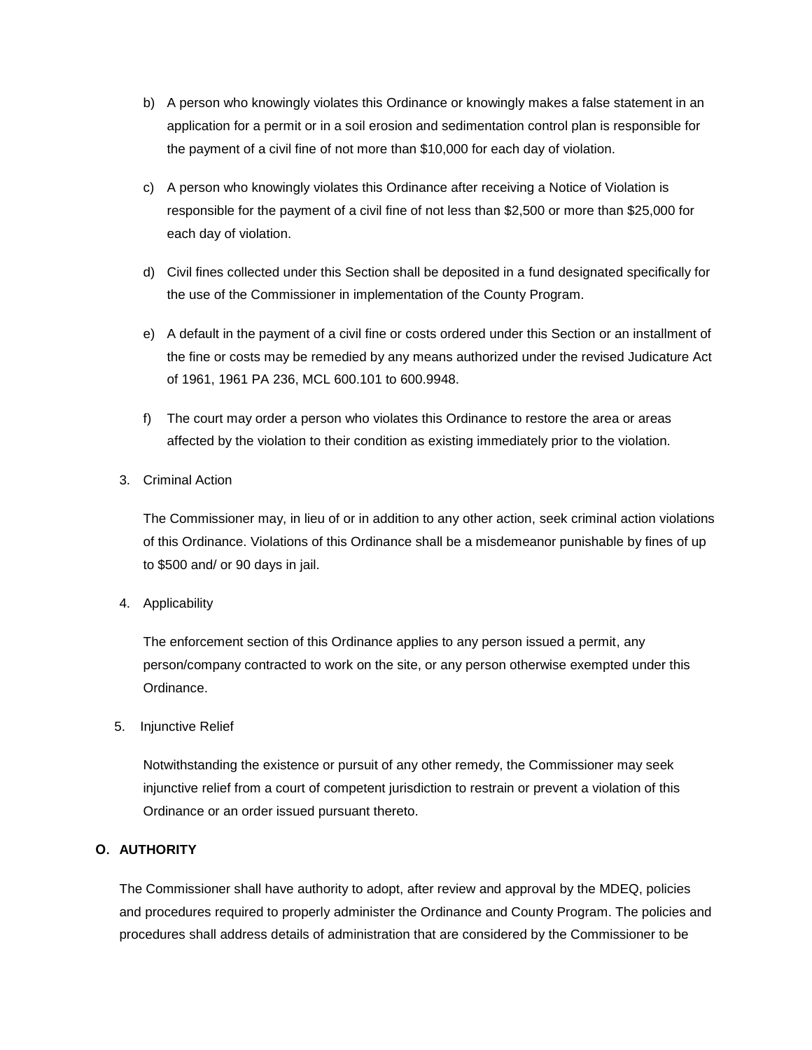b) A person who knowingly violates this Ordinance or knowingly makes a false statement in an application for a permit or in a soil erosion and sedimentation control plan is responsible for the payment of a civil fine of not more than $10,000 for each day of violation.

c) A person who knowingly violates this Ordinance after receiving a Notice of Violation is responsible for the payment of a civil fine of not less than $2,500 or more than $25,000 for each day of violation.

d) Civil fines collected under this Section shall be deposited in a fund designated specifically for the use of the Commissioner in implementation of the County Program.

e) A default in the payment of a civil fine or costs ordered under this Section or an installment of the fine or costs may be remedied by any means authorized under the revised Judicature Act of 1961, 1961 PA 236, MCL 600.101 to 600.9948.

f) The court may order a person who violates this Ordinance to restore the area or areas affected by the violation to their condition as existing immediately prior to the violation.

3. Criminal Action

   The Commissioner may, in lieu of or in addition to any other action, seek criminal action violations of this Ordinance. Violations of this Ordinance shall be a misdemeanor punishable by fines of up to $500 and/ or 90 days in jail.

4. Applicability

   The enforcement section of this Ordinance applies to any person issued a permit, any person/company contracted to work on the site, or any person otherwise exempted under this Ordinance.

5. Injunctive Relief

   Notwithstanding the existence or pursuit of any other remedy, the Commissioner may seek injunctive relief from a court of competent jurisdiction to restrain or prevent a violation of this Ordinance or an order issued pursuant thereto.

## O. AUTHORITY

The Commissioner shall have authority to adopt, after review and approval by the MDEQ, policies and procedures required to properly administer the Ordinance and County Program. The policies and procedures shall address details of administration that are considered by the Commissioner to be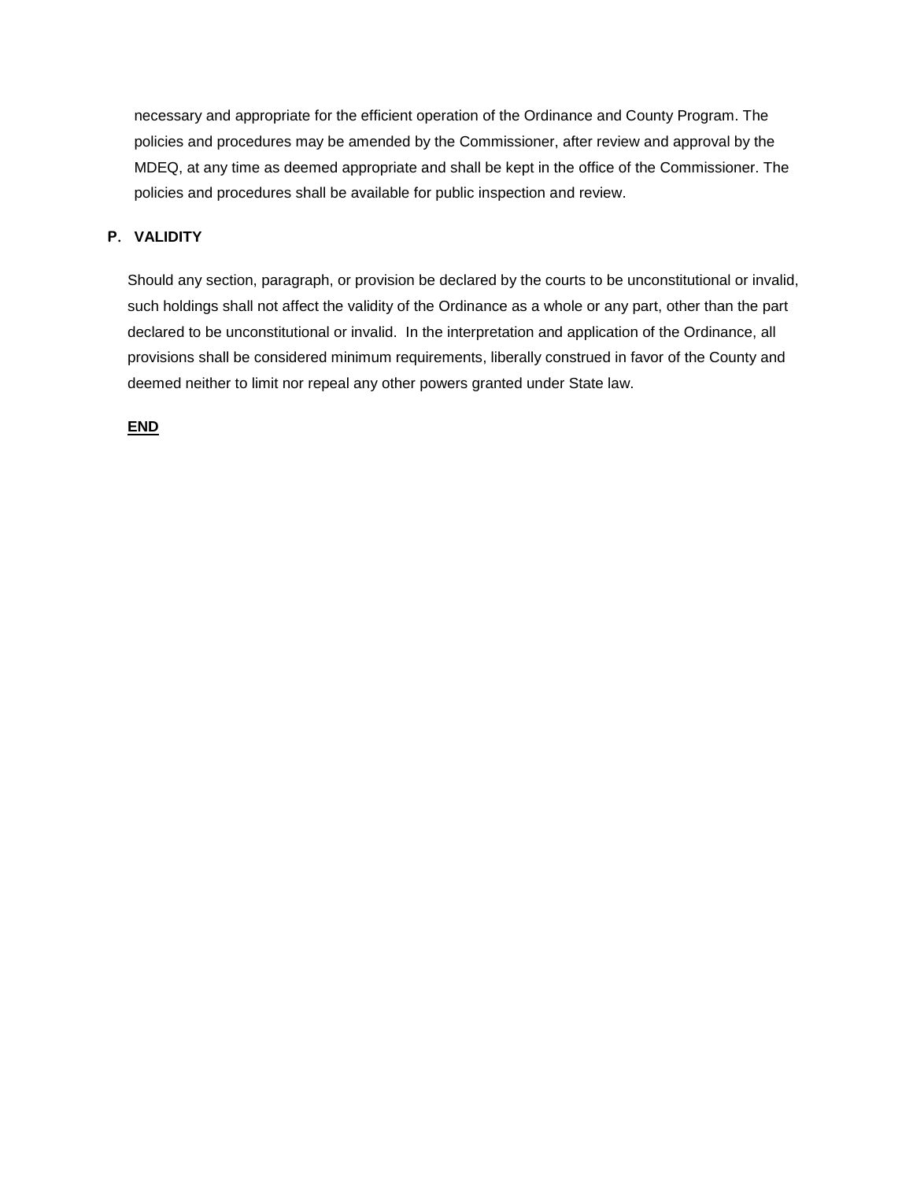necessary and appropriate for the efficient operation of the Ordinance and County Program. The policies and procedures may be amended by the Commissioner, after review and approval by the MDEQ, at any time as deemed appropriate and shall be kept in the office of the Commissioner. The policies and procedures shall be available for public inspection and review.

**P. VALIDITY**

Should any section, paragraph, or provision be declared by the courts to be unconstitutional or invalid, such holdings shall not affect the validity of the Ordinance as a whole or any part, other than the part declared to be unconstitutional or invalid. In the interpretation and application of the Ordinance, all provisions shall be considered minimum requirements, liberally construed in favor of the County and deemed neither to limit nor repeal any other powers granted under State law.

**END**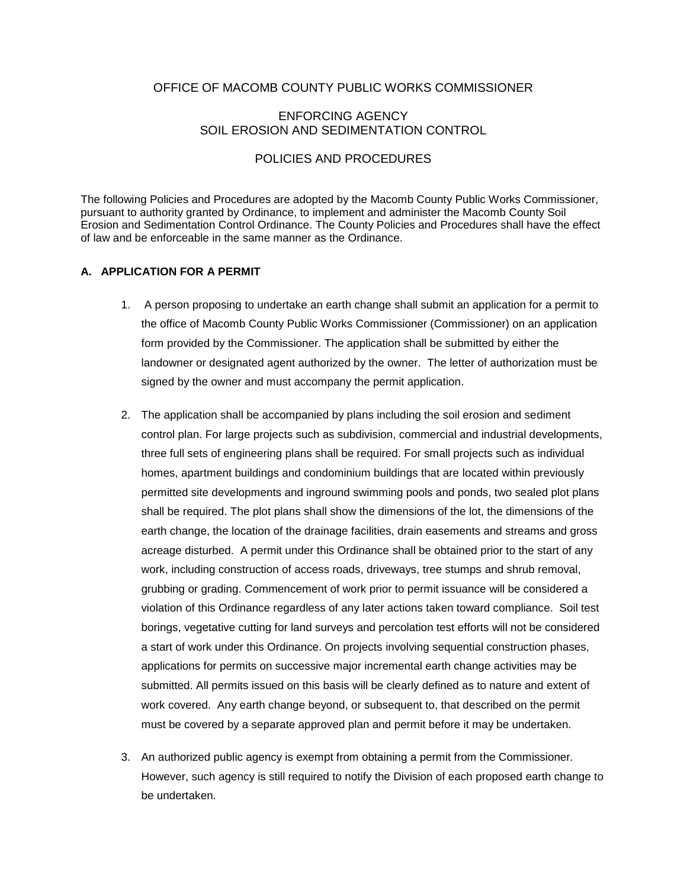OFFICE OF MACOMB COUNTY PUBLIC WORKS COMMISSIONER

ENFORCING AGENCY
SOIL EROSION AND SEDIMENTATION CONTROL

POLICIES AND PROCEDURES

The following Policies and Procedures are adopted by the Macomb County Public Works Commissioner, pursuant to authority granted by Ordinance, to implement and administer the Macomb County Soil Erosion and Sedimentation Control Ordinance. The County Policies and Procedures shall have the effect of law and be enforceable in the same manner as the Ordinance.

## A. APPLICATION FOR A PERMIT

1. A person proposing to undertake an earth change shall submit an application for a permit to the office of Macomb County Public Works Commissioner (Commissioner) on an application form provided by the Commissioner. The application shall be submitted by either the landowner or designated agent authorized by the owner. The letter of authorization must be signed by the owner and must accompany the permit application.

2. The application shall be accompanied by plans including the soil erosion and sediment control plan. For large projects such as subdivision, commercial and industrial developments, three full sets of engineering plans shall be required. For small projects such as individual homes, apartment buildings and condominium buildings that are located within previously permitted site developments and inground swimming pools and ponds, two sealed plot plans shall be required. The plot plans shall show the dimensions of the lot, the dimensions of the earth change, the location of the drainage facilities, drain easements and streams and gross acreage disturbed. A permit under this Ordinance shall be obtained prior to the start of any work, including construction of access roads, driveways, tree stumps and shrub removal, grubbing or grading. Commencement of work prior to permit issuance will be considered a violation of this Ordinance regardless of any later actions taken toward compliance. Soil test borings, vegetative cutting for land surveys and percolation test efforts will not be considered a start of work under this Ordinance. On projects involving sequential construction phases, applications for permits on successive major incremental earth change activities may be submitted. All permits issued on this basis will be clearly defined as to nature and extent of work covered. Any earth change beyond, or subsequent to, that described on the permit must be covered by a separate approved plan and permit before it may be undertaken.

3. An authorized public agency is exempt from obtaining a permit from the Commissioner. However, such agency is still required to notify the Division of each proposed earth change to be undertaken.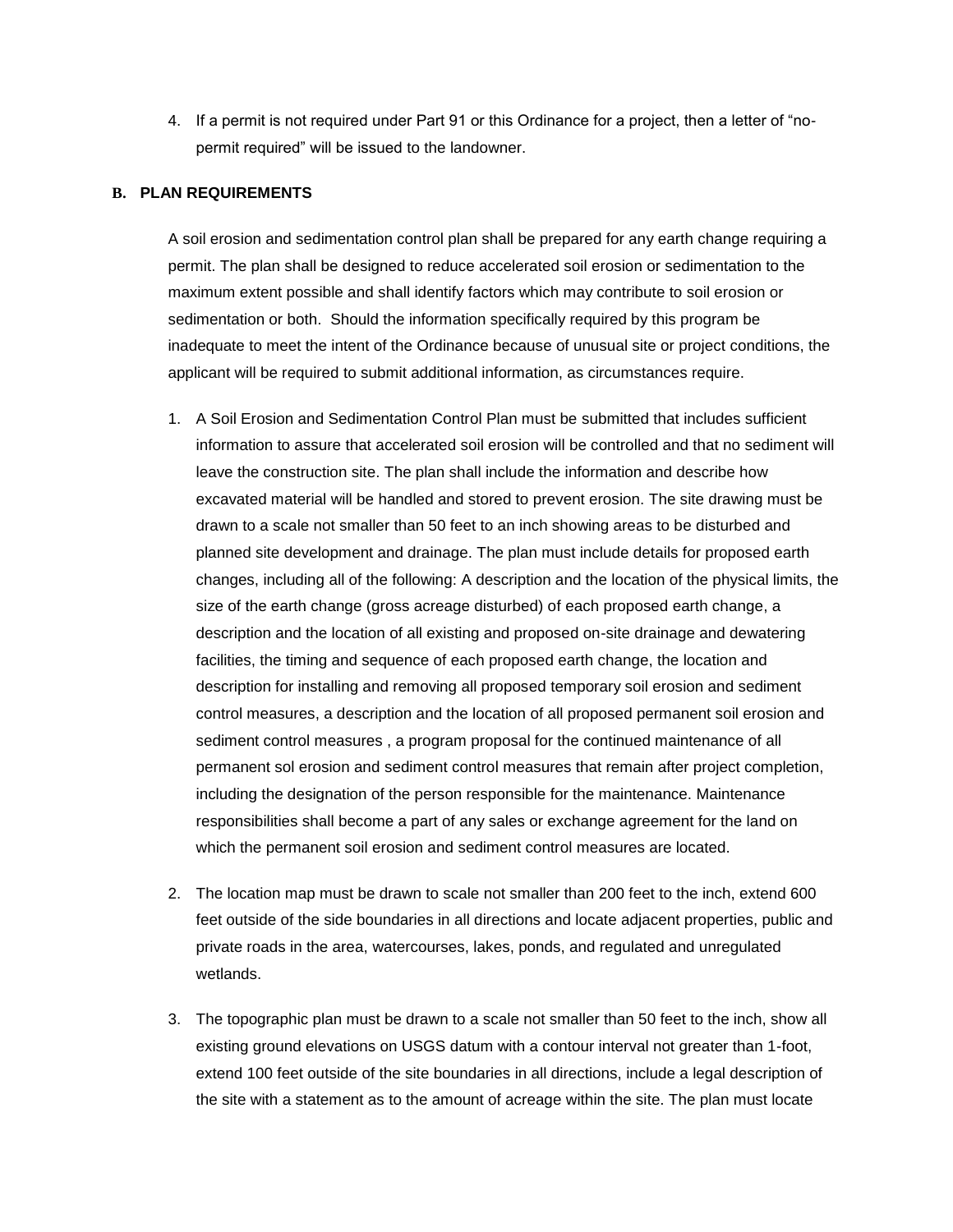4. If a permit is not required under Part 91 or this Ordinance for a project, then a letter of "no-permit required" will be issued to the landowner.

## B. PLAN REQUIREMENTS

A soil erosion and sedimentation control plan shall be prepared for any earth change requiring a permit. The plan shall be designed to reduce accelerated soil erosion or sedimentation to the maximum extent possible and shall identify factors which may contribute to soil erosion or sedimentation or both. Should the information specifically required by this program be inadequate to meet the intent of the Ordinance because of unusual site or project conditions, the applicant will be required to submit additional information, as circumstances require.

1. A Soil Erosion and Sedimentation Control Plan must be submitted that includes sufficient information to assure that accelerated soil erosion will be controlled and that no sediment will leave the construction site. The plan shall include the information and describe how excavated material will be handled and stored to prevent erosion. The site drawing must be drawn to a scale not smaller than 50 feet to an inch showing areas to be disturbed and planned site development and drainage. The plan must include details for proposed earth changes, including all of the following: A description and the location of the physical limits, the size of the earth change (gross acreage disturbed) of each proposed earth change, a description and the location of all existing and proposed on-site drainage and dewatering facilities, the timing and sequence of each proposed earth change, the location and description for installing and removing all proposed temporary soil erosion and sediment control measures, a description and the location of all proposed permanent soil erosion and sediment control measures , a program proposal for the continued maintenance of all permanent sol erosion and sediment control measures that remain after project completion, including the designation of the person responsible for the maintenance. Maintenance responsibilities shall become a part of any sales or exchange agreement for the land on which the permanent soil erosion and sediment control measures are located.

2. The location map must be drawn to scale not smaller than 200 feet to the inch, extend 600 feet outside of the side boundaries in all directions and locate adjacent properties, public and private roads in the area, watercourses, lakes, ponds, and regulated and unregulated wetlands.

3. The topographic plan must be drawn to a scale not smaller than 50 feet to the inch, show all existing ground elevations on USGS datum with a contour interval not greater than 1-foot, extend 100 feet outside of the site boundaries in all directions, include a legal description of the site with a statement as to the amount of acreage within the site. The plan must locate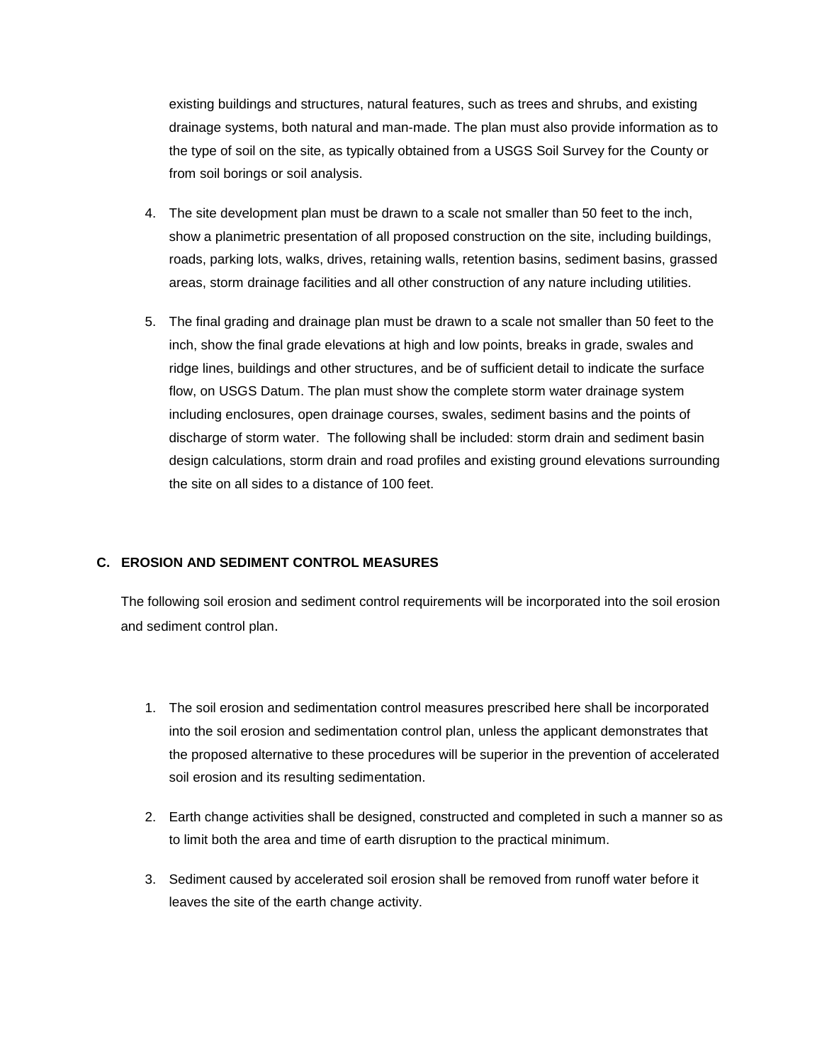existing buildings and structures, natural features, such as trees and shrubs, and existing drainage systems, both natural and man-made. The plan must also provide information as to the type of soil on the site, as typically obtained from a USGS Soil Survey for the County or from soil borings or soil analysis.

4. The site development plan must be drawn to a scale not smaller than 50 feet to the inch, show a planimetric presentation of all proposed construction on the site, including buildings, roads, parking lots, walks, drives, retaining walls, retention basins, sediment basins, grassed areas, storm drainage facilities and all other construction of any nature including utilities.

5. The final grading and drainage plan must be drawn to a scale not smaller than 50 feet to the inch, show the final grade elevations at high and low points, breaks in grade, swales and ridge lines, buildings and other structures, and be of sufficient detail to indicate the surface flow, on USGS Datum. The plan must show the complete storm water drainage system including enclosures, open drainage courses, swales, sediment basins and the points of discharge of storm water. The following shall be included: storm drain and sediment basin design calculations, storm drain and road profiles and existing ground elevations surrounding the site on all sides to a distance of 100 feet.

## C. EROSION AND SEDIMENT CONTROL MEASURES

The following soil erosion and sediment control requirements will be incorporated into the soil erosion and sediment control plan.

1. The soil erosion and sedimentation control measures prescribed here shall be incorporated into the soil erosion and sedimentation control plan, unless the applicant demonstrates that the proposed alternative to these procedures will be superior in the prevention of accelerated soil erosion and its resulting sedimentation.

2. Earth change activities shall be designed, constructed and completed in such a manner so as to limit both the area and time of earth disruption to the practical minimum.

3. Sediment caused by accelerated soil erosion shall be removed from runoff water before it leaves the site of the earth change activity.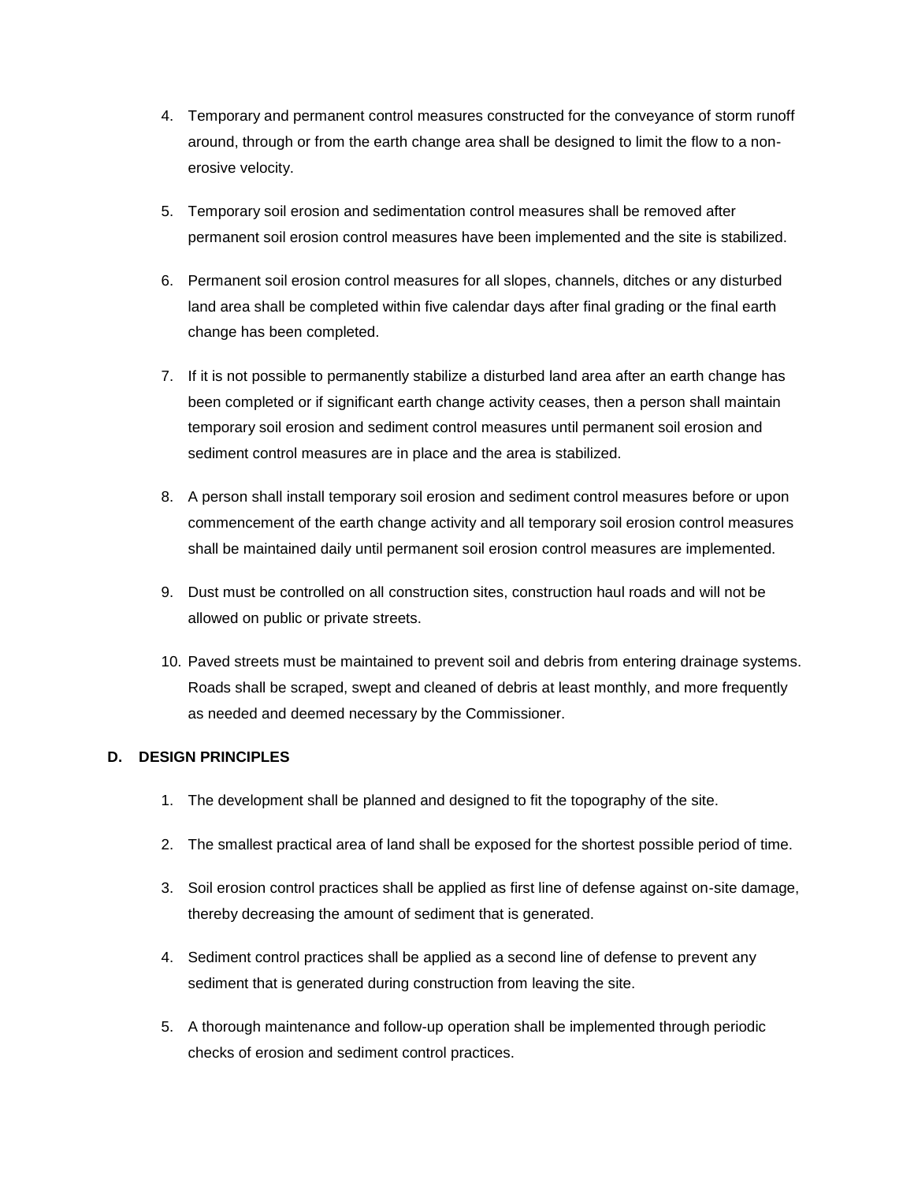4. Temporary and permanent control measures constructed for the conveyance of storm runoff around, through or from the earth change area shall be designed to limit the flow to a non-erosive velocity.

5. Temporary soil erosion and sedimentation control measures shall be removed after permanent soil erosion control measures have been implemented and the site is stabilized.

6. Permanent soil erosion control measures for all slopes, channels, ditches or any disturbed land area shall be completed within five calendar days after final grading or the final earth change has been completed.

7. If it is not possible to permanently stabilize a disturbed land area after an earth change has been completed or if significant earth change activity ceases, then a person shall maintain temporary soil erosion and sediment control measures until permanent soil erosion and sediment control measures are in place and the area is stabilized.

8. A person shall install temporary soil erosion and sediment control measures before or upon commencement of the earth change activity and all temporary soil erosion control measures shall be maintained daily until permanent soil erosion control measures are implemented.

9. Dust must be controlled on all construction sites, construction haul roads and will not be allowed on public or private streets.

10. Paved streets must be maintained to prevent soil and debris from entering drainage systems. Roads shall be scraped, swept and cleaned of debris at least monthly, and more frequently as needed and deemed necessary by the Commissioner.

## D. DESIGN PRINCIPLES

1. The development shall be planned and designed to fit the topography of the site.

2. The smallest practical area of land shall be exposed for the shortest possible period of time.

3. Soil erosion control practices shall be applied as first line of defense against on-site damage, thereby decreasing the amount of sediment that is generated.

4. Sediment control practices shall be applied as a second line of defense to prevent any sediment that is generated during construction from leaving the site.

5. A thorough maintenance and follow-up operation shall be implemented through periodic checks of erosion and sediment control practices.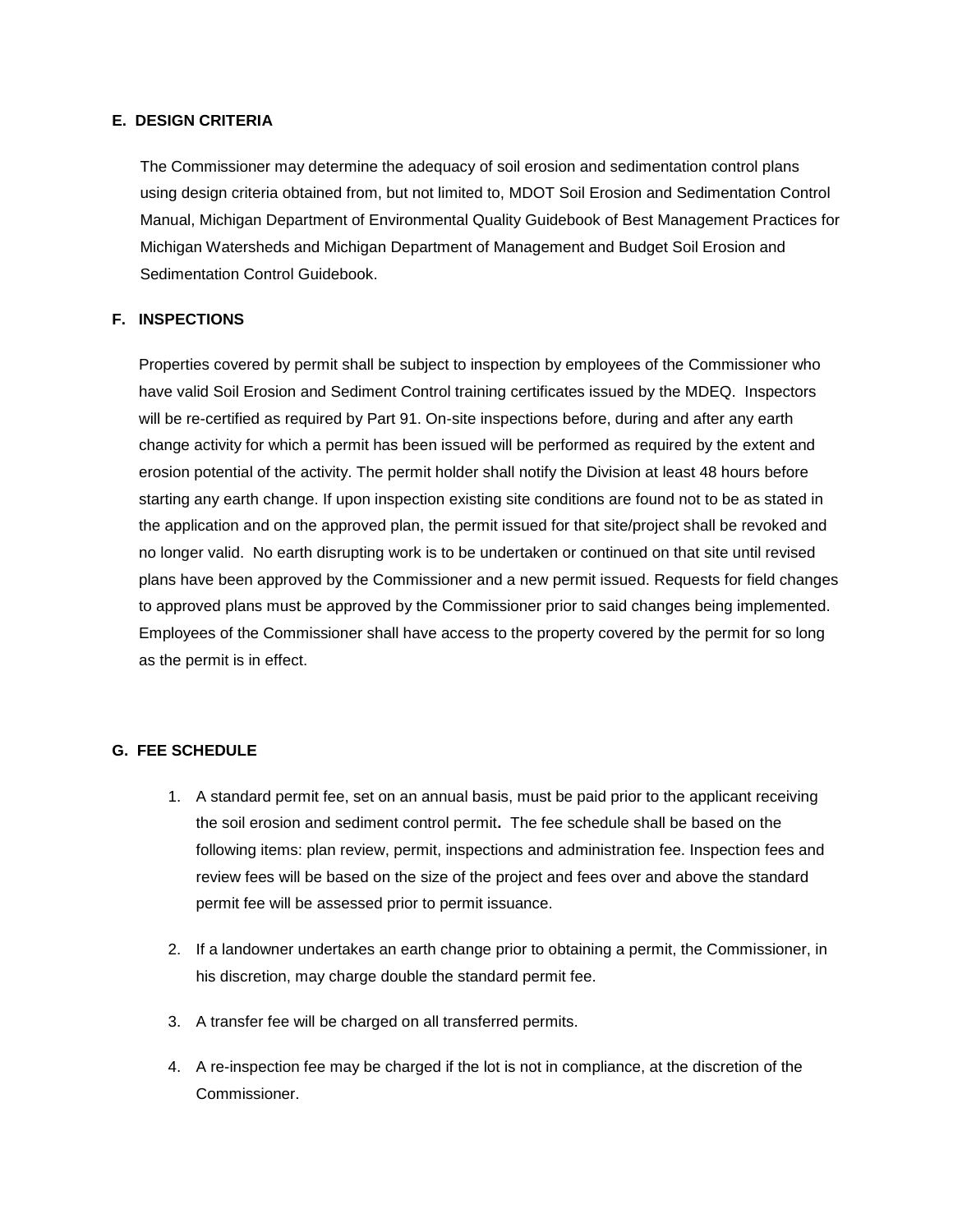## E. DESIGN CRITERIA

The Commissioner may determine the adequacy of soil erosion and sedimentation control plans using design criteria obtained from, but not limited to, MDOT Soil Erosion and Sedimentation Control Manual, Michigan Department of Environmental Quality Guidebook of Best Management Practices for Michigan Watersheds and Michigan Department of Management and Budget Soil Erosion and Sedimentation Control Guidebook.

## F. INSPECTIONS

Properties covered by permit shall be subject to inspection by employees of the Commissioner who have valid Soil Erosion and Sediment Control training certificates issued by the MDEQ. Inspectors will be re-certified as required by Part 91. On-site inspections before, during and after any earth change activity for which a permit has been issued will be performed as required by the extent and erosion potential of the activity. The permit holder shall notify the Division at least 48 hours before starting any earth change. If upon inspection existing site conditions are found not to be as stated in the application and on the approved plan, the permit issued for that site/project shall be revoked and no longer valid. No earth disrupting work is to be undertaken or continued on that site until revised plans have been approved by the Commissioner and a new permit issued. Requests for field changes to approved plans must be approved by the Commissioner prior to said changes being implemented. Employees of the Commissioner shall have access to the property covered by the permit for so long as the permit is in effect.

## G. FEE SCHEDULE

1. A standard permit fee, set on an annual basis, must be paid prior to the applicant receiving the soil erosion and sediment control permit**.** The fee schedule shall be based on the following items: plan review, permit, inspections and administration fee. Inspection fees and review fees will be based on the size of the project and fees over and above the standard permit fee will be assessed prior to permit issuance.

2. If a landowner undertakes an earth change prior to obtaining a permit, the Commissioner, in his discretion, may charge double the standard permit fee.

3. A transfer fee will be charged on all transferred permits.

4. A re-inspection fee may be charged if the lot is not in compliance, at the discretion of the Commissioner.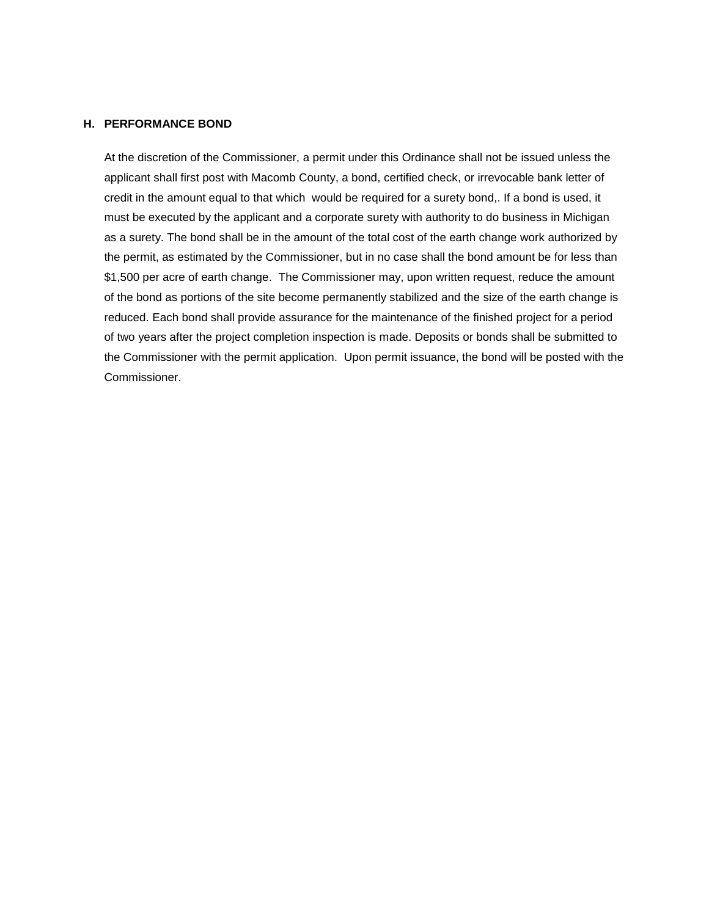### H. PERFORMANCE BOND

At the discretion of the Commissioner, a permit under this Ordinance shall not be issued unless the applicant shall first post with Macomb County, a bond, certified check, or irrevocable bank letter of credit in the amount equal to that which would be required for a surety bond,. If a bond is used, it must be executed by the applicant and a corporate surety with authority to do business in Michigan as a surety. The bond shall be in the amount of the total cost of the earth change work authorized by the permit, as estimated by the Commissioner, but in no case shall the bond amount be for less than $1,500 per acre of earth change. The Commissioner may, upon written request, reduce the amount of the bond as portions of the site become permanently stabilized and the size of the earth change is reduced. Each bond shall provide assurance for the maintenance of the finished project for a period of two years after the project completion inspection is made. Deposits or bonds shall be submitted to the Commissioner with the permit application. Upon permit issuance, the bond will be posted with the Commissioner.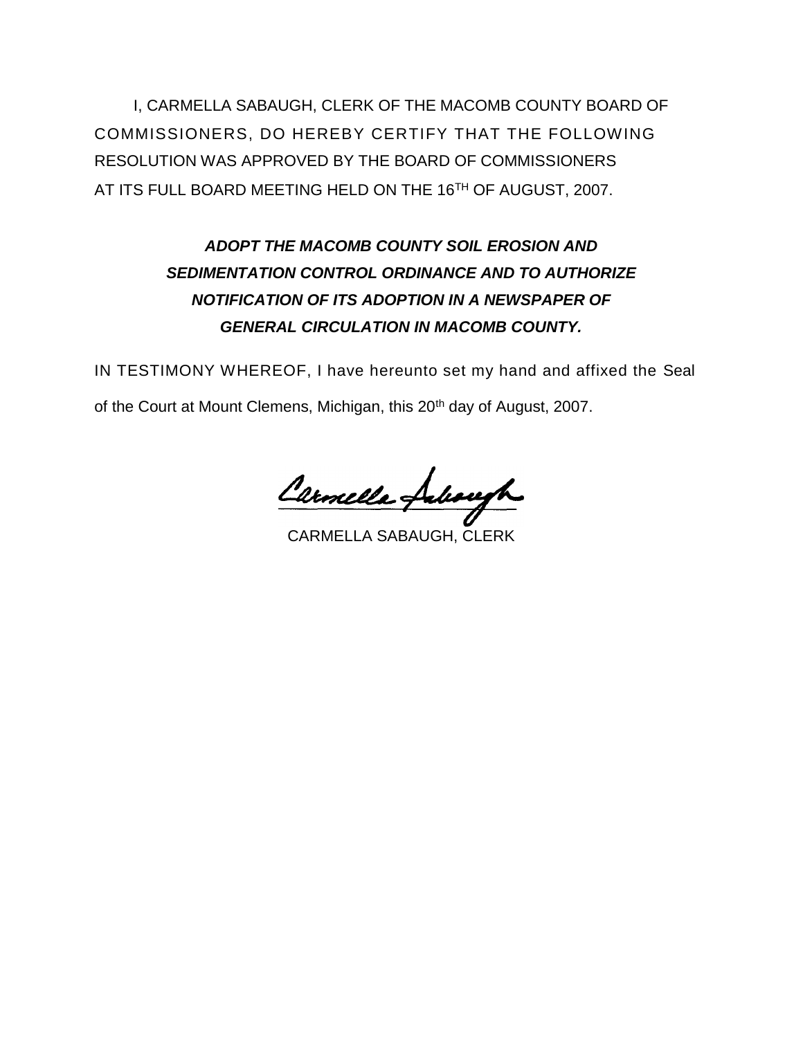I, CARMELLA SABAUGH, CLERK OF THE MACOMB COUNTY BOARD OF COMMISSIONERS, DO HEREBY CERTIFY THAT THE FOLLOWING RESOLUTION WAS APPROVED BY THE BOARD OF COMMISSIONERS AT ITS FULL BOARD MEETING HELD ON THE 16TH OF AUGUST, 2007.

***ADOPT THE MACOMB COUNTY SOIL EROSION AND SEDIMENTATION CONTROL ORDINANCE AND TO AUTHORIZE NOTIFICATION OF ITS ADOPTION IN A NEWSPAPER OF GENERAL CIRCULATION IN MACOMB COUNTY.***

IN TESTIMONY WHEREOF, I have hereunto set my hand and affixed the Seal of the Court at Mount Clemens, Michigan, this 20th day of August, 2007.

Carmella Sabaugh

CARMELLA SABAUGH, CLERK